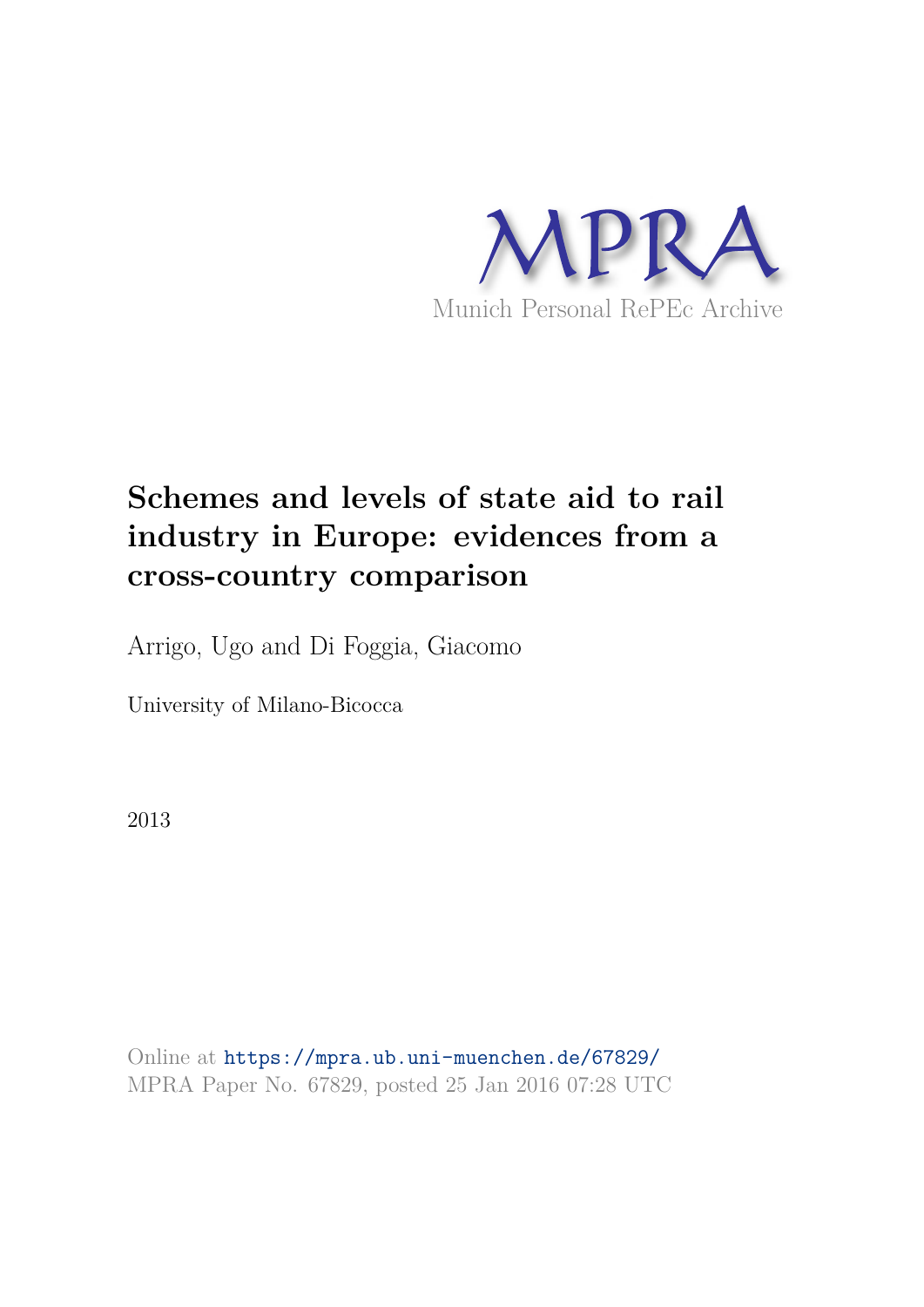MPRA

Munich Personal RePEc Archive

# Schemes and levels of state aid to rail industry in Europe: evidences from a cross-country comparison

Arrigo, Ugo and Di Foggia, Giacomo

University of Milano-Bicocca

2013

Online at https://mpra.ub.uni-muenchen.de/67829/

MPRA Paper No. 67829, posted 25 Jan 2016 07:28 UTC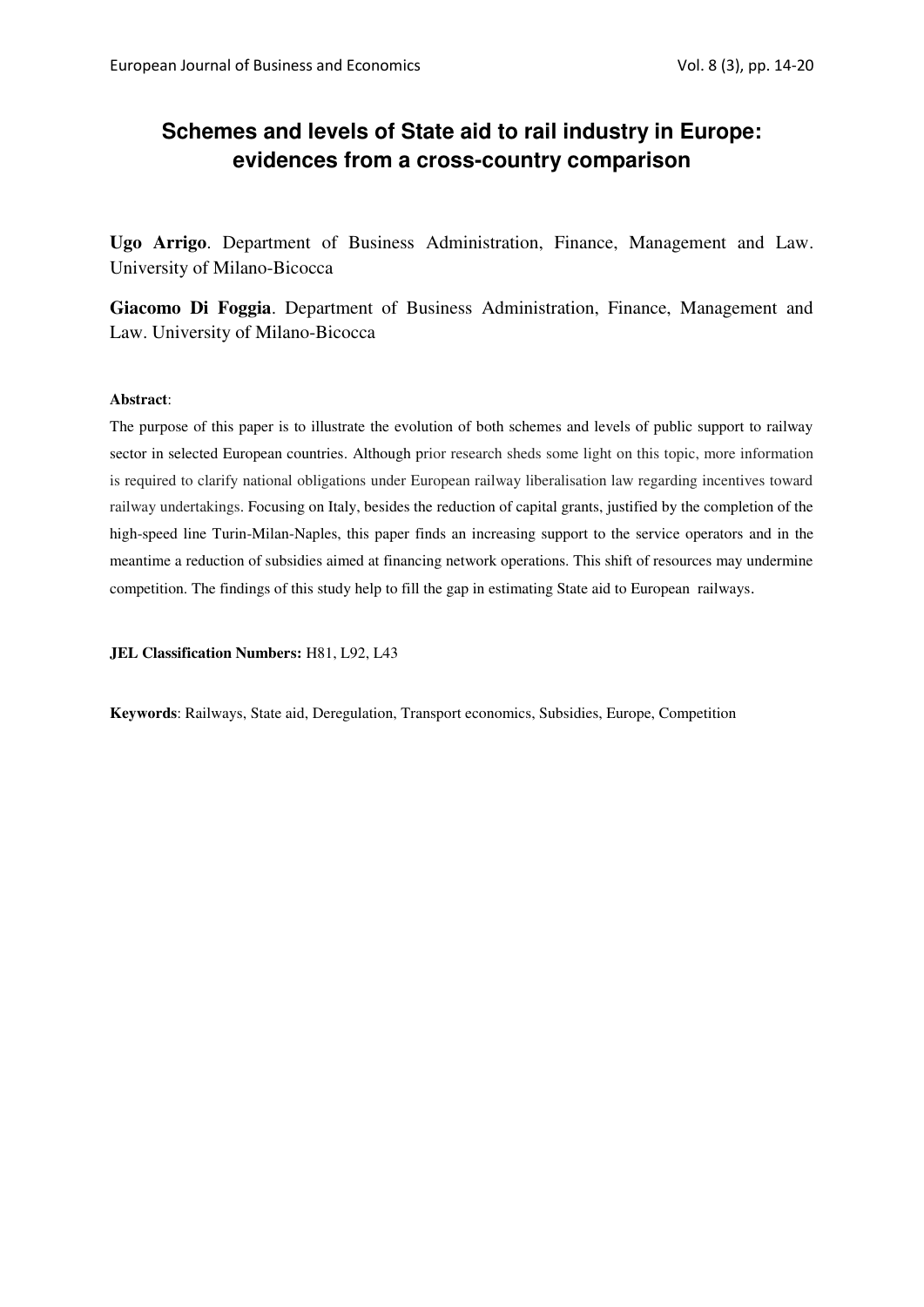# Schemes and levels of State aid to rail industry in Europe: evidences from a cross-country comparison

**Ugo Arrigo**. Department of Business Administration, Finance, Management and Law. University of Milano-Bicocca

**Giacomo Di Foggia**. Department of Business Administration, Finance, Management and Law. University of Milano-Bicocca

**Abstract**:

The purpose of this paper is to illustrate the evolution of both schemes and levels of public support to railway sector in selected European countries. Although prior research sheds some light on this topic, more information is required to clarify national obligations under European railway liberalisation law regarding incentives toward railway undertakings. Focusing on Italy, besides the reduction of capital grants, justified by the completion of the high-speed line Turin-Milan-Naples, this paper finds an increasing support to the service operators and in the meantime a reduction of subsidies aimed at financing network operations. This shift of resources may undermine competition. The findings of this study help to fill the gap in estimating State aid to European railways.

**JEL Classification Numbers:** H81, L92, L43

**Keywords**: Railways, State aid, Deregulation, Transport economics, Subsidies, Europe, Competition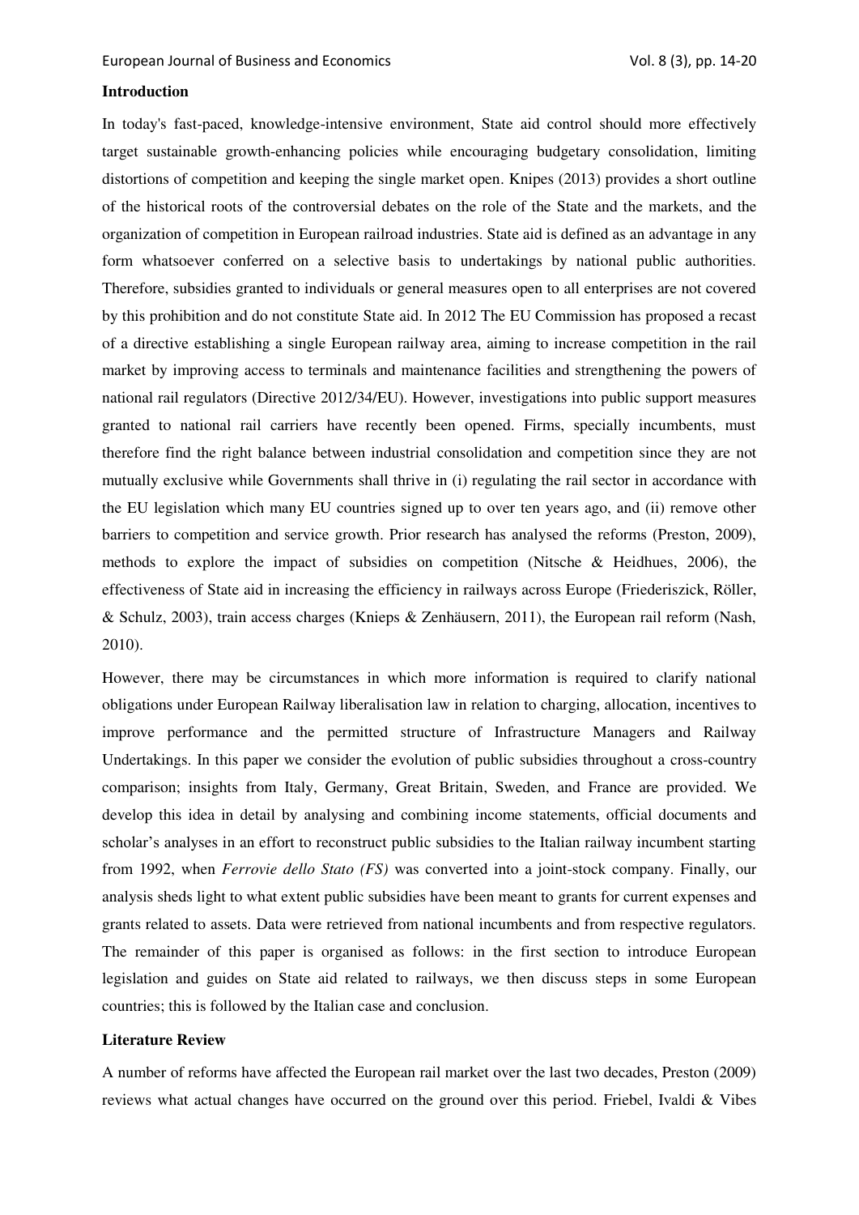## Introduction

In today's fast-paced, knowledge-intensive environment, State aid control should more effectively target sustainable growth-enhancing policies while encouraging budgetary consolidation, limiting distortions of competition and keeping the single market open. Knipes (2013) provides a short outline of the historical roots of the controversial debates on the role of the State and the markets, and the organization of competition in European railroad industries. State aid is defined as an advantage in any form whatsoever conferred on a selective basis to undertakings by national public authorities. Therefore, subsidies granted to individuals or general measures open to all enterprises are not covered by this prohibition and do not constitute State aid. In 2012 The EU Commission has proposed a recast of a directive establishing a single European railway area, aiming to increase competition in the rail market by improving access to terminals and maintenance facilities and strengthening the powers of national rail regulators (Directive 2012/34/EU). However, investigations into public support measures granted to national rail carriers have recently been opened. Firms, specially incumbents, must therefore find the right balance between industrial consolidation and competition since they are not mutually exclusive while Governments shall thrive in (i) regulating the rail sector in accordance with the EU legislation which many EU countries signed up to over ten years ago, and (ii) remove other barriers to competition and service growth. Prior research has analysed the reforms (Preston, 2009), methods to explore the impact of subsidies on competition (Nitsche & Heidhues, 2006), the effectiveness of State aid in increasing the efficiency in railways across Europe (Friederiszick, Röller, & Schulz, 2003), train access charges (Knieps & Zenhäusern, 2011), the European rail reform (Nash, 2010).

However, there may be circumstances in which more information is required to clarify national obligations under European Railway liberalisation law in relation to charging, allocation, incentives to improve performance and the permitted structure of Infrastructure Managers and Railway Undertakings. In this paper we consider the evolution of public subsidies throughout a cross-country comparison; insights from Italy, Germany, Great Britain, Sweden, and France are provided. We develop this idea in detail by analysing and combining income statements, official documents and scholar's analyses in an effort to reconstruct public subsidies to the Italian railway incumbent starting from 1992, when *Ferrovie dello Stato (FS)* was converted into a joint-stock company. Finally, our analysis sheds light to what extent public subsidies have been meant to grants for current expenses and grants related to assets. Data were retrieved from national incumbents and from respective regulators. The remainder of this paper is organised as follows: in the first section to introduce European legislation and guides on State aid related to railways, we then discuss steps in some European countries; this is followed by the Italian case and conclusion.

## Literature Review

A number of reforms have affected the European rail market over the last two decades, Preston (2009) reviews what actual changes have occurred on the ground over this period. Friebel, Ivaldi & Vibes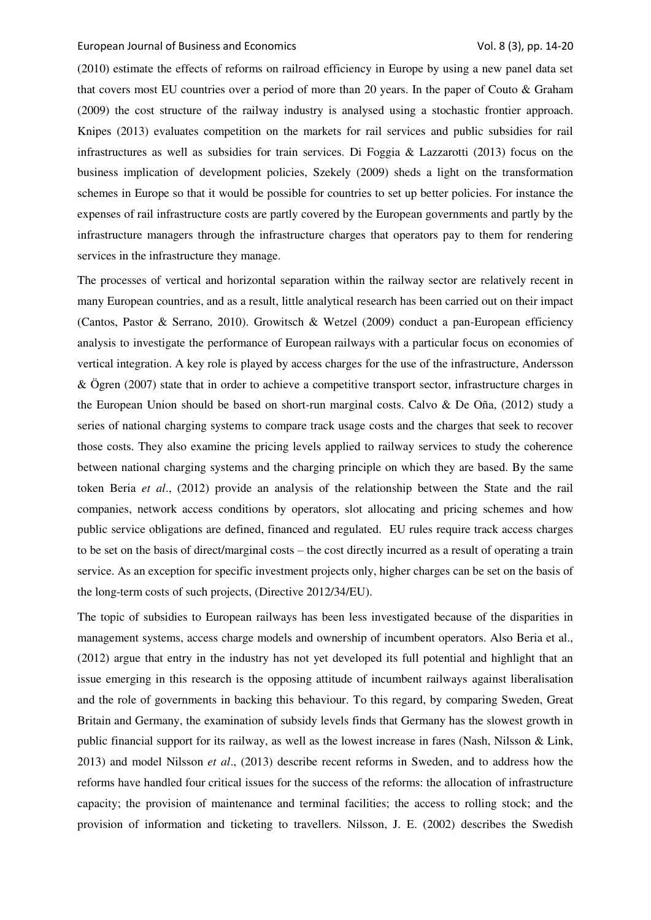(2010) estimate the effects of reforms on railroad efficiency in Europe by using a new panel data set that covers most EU countries over a period of more than 20 years. In the paper of Couto & Graham (2009) the cost structure of the railway industry is analysed using a stochastic frontier approach. Knipes (2013) evaluates competition on the markets for rail services and public subsidies for rail infrastructures as well as subsidies for train services. Di Foggia & Lazzarotti (2013) focus on the business implication of development policies, Szekely (2009) sheds a light on the transformation schemes in Europe so that it would be possible for countries to set up better policies. For instance the expenses of rail infrastructure costs are partly covered by the European governments and partly by the infrastructure managers through the infrastructure charges that operators pay to them for rendering services in the infrastructure they manage.

The processes of vertical and horizontal separation within the railway sector are relatively recent in many European countries, and as a result, little analytical research has been carried out on their impact (Cantos, Pastor & Serrano, 2010). Growitsch & Wetzel (2009) conduct a pan-European efficiency analysis to investigate the performance of European railways with a particular focus on economies of vertical integration. A key role is played by access charges for the use of the infrastructure, Andersson & Ögren (2007) state that in order to achieve a competitive transport sector, infrastructure charges in the European Union should be based on short-run marginal costs. Calvo & De Oña, (2012) study a series of national charging systems to compare track usage costs and the charges that seek to recover those costs. They also examine the pricing levels applied to railway services to study the coherence between national charging systems and the charging principle on which they are based. By the same token Beria *et al*., (2012) provide an analysis of the relationship between the State and the rail companies, network access conditions by operators, slot allocating and pricing schemes and how public service obligations are defined, financed and regulated. EU rules require track access charges to be set on the basis of direct/marginal costs – the cost directly incurred as a result of operating a train service. As an exception for specific investment projects only, higher charges can be set on the basis of the long-term costs of such projects, (Directive 2012/34/EU).

The topic of subsidies to European railways has been less investigated because of the disparities in management systems, access charge models and ownership of incumbent operators. Also Beria et al., (2012) argue that entry in the industry has not yet developed its full potential and highlight that an issue emerging in this research is the opposing attitude of incumbent railways against liberalisation and the role of governments in backing this behaviour. To this regard, by comparing Sweden, Great Britain and Germany, the examination of subsidy levels finds that Germany has the slowest growth in public financial support for its railway, as well as the lowest increase in fares (Nash, Nilsson & Link, 2013) and model Nilsson *et al*., (2013) describe recent reforms in Sweden, and to address how the reforms have handled four critical issues for the success of the reforms: the allocation of infrastructure capacity; the provision of maintenance and terminal facilities; the access to rolling stock; and the provision of information and ticketing to travellers. Nilsson, J. E. (2002) describes the Swedish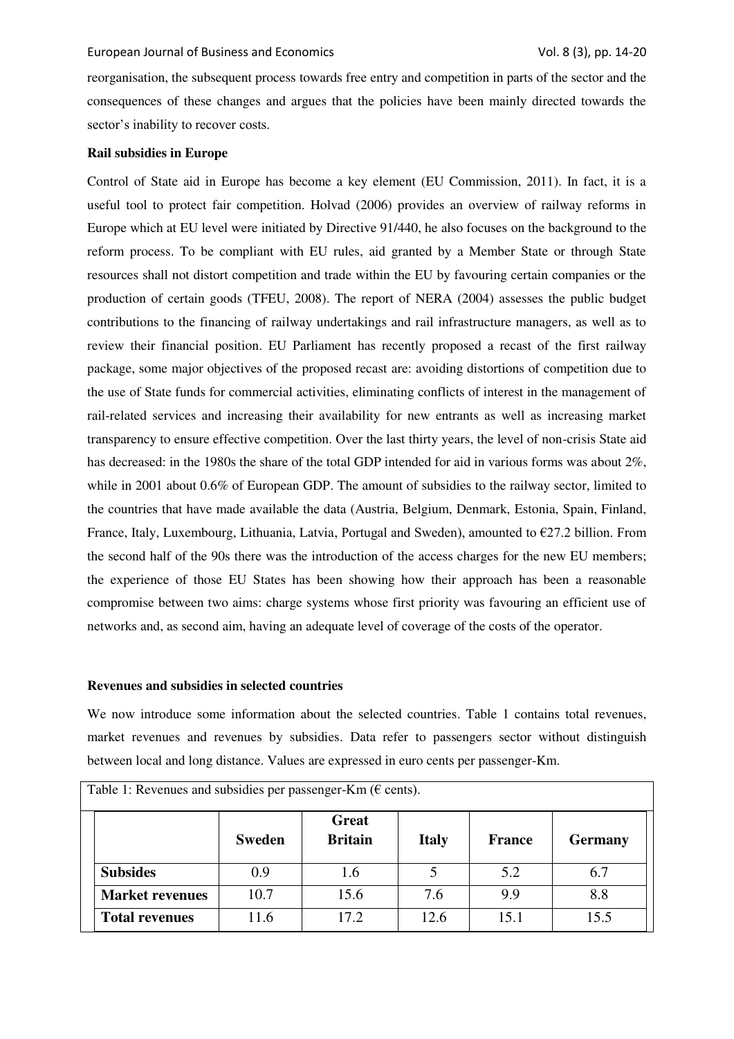reorganisation, the subsequent process towards free entry and competition in parts of the sector and the consequences of these changes and argues that the policies have been mainly directed towards the sector's inability to recover costs.

**Rail subsidies in Europe**

Control of State aid in Europe has become a key element (EU Commission, 2011). In fact, it is a useful tool to protect fair competition. Holvad (2006) provides an overview of railway reforms in Europe which at EU level were initiated by Directive 91/440, he also focuses on the background to the reform process. To be compliant with EU rules, aid granted by a Member State or through State resources shall not distort competition and trade within the EU by favouring certain companies or the production of certain goods (TFEU, 2008). The report of NERA (2004) assesses the public budget contributions to the financing of railway undertakings and rail infrastructure managers, as well as to review their financial position. EU Parliament has recently proposed a recast of the first railway package, some major objectives of the proposed recast are: avoiding distortions of competition due to the use of State funds for commercial activities, eliminating conflicts of interest in the management of rail-related services and increasing their availability for new entrants as well as increasing market transparency to ensure effective competition. Over the last thirty years, the level of non-crisis State aid has decreased: in the 1980s the share of the total GDP intended for aid in various forms was about 2%, while in 2001 about 0.6% of European GDP. The amount of subsidies to the railway sector, limited to the countries that have made available the data (Austria, Belgium, Denmark, Estonia, Spain, Finland, France, Italy, Luxembourg, Lithuania, Latvia, Portugal and Sweden), amounted to €27.2 billion. From the second half of the 90s there was the introduction of the access charges for the new EU members; the experience of those EU States has been showing how their approach has been a reasonable compromise between two aims: charge systems whose first priority was favouring an efficient use of networks and, as second aim, having an adequate level of coverage of the costs of the operator.

**Revenues and subsidies in selected countries**

We now introduce some information about the selected countries. Table 1 contains total revenues, market revenues and revenues by subsidies. Data refer to passengers sector without distinguish between local and long distance. Values are expressed in euro cents per passenger-Km.

Table 1: Revenues and subsidies per passenger-Km (€ cents).

| | **Sweden** | **Great Britain** | **Italy** | **France** | **Germany** |
|---|---|---|---|---|---|
| **Subsides** | 0.9 | 1.6 | 5 | 5.2 | 6.7 |
| **Market revenues** | 10.7 | 15.6 | 7.6 | 9.9 | 8.8 |
| **Total revenues** | 11.6 | 17.2 | 12.6 | 15.1 | 15.5 |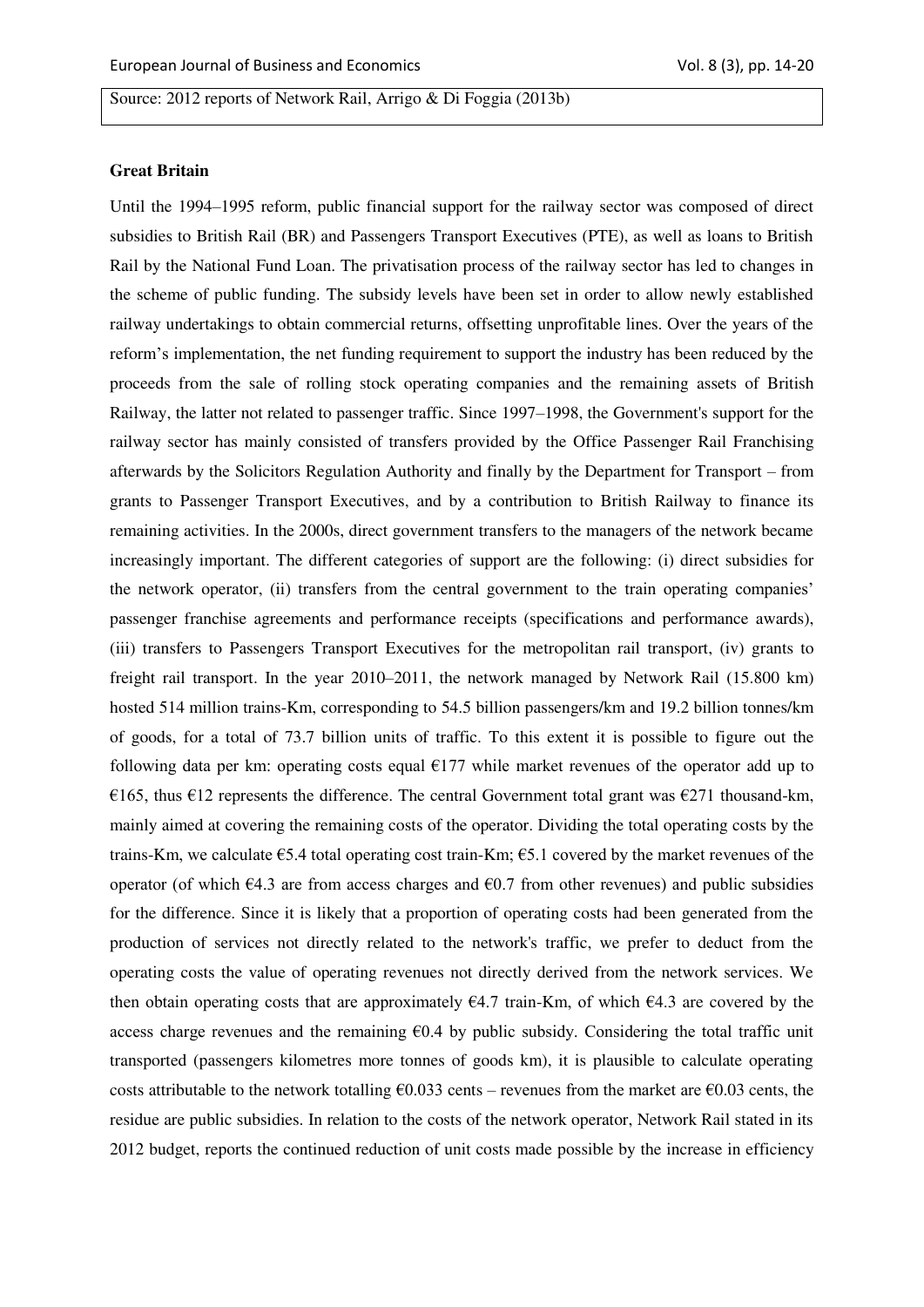Source: 2012 reports of Network Rail, Arrigo & Di Foggia (2013b)

**Great Britain**

Until the 1994–1995 reform, public financial support for the railway sector was composed of direct subsidies to British Rail (BR) and Passengers Transport Executives (PTE), as well as loans to British Rail by the National Fund Loan. The privatisation process of the railway sector has led to changes in the scheme of public funding. The subsidy levels have been set in order to allow newly established railway undertakings to obtain commercial returns, offsetting unprofitable lines. Over the years of the reform's implementation, the net funding requirement to support the industry has been reduced by the proceeds from the sale of rolling stock operating companies and the remaining assets of British Railway, the latter not related to passenger traffic. Since 1997–1998, the Government's support for the railway sector has mainly consisted of transfers provided by the Office Passenger Rail Franchising afterwards by the Solicitors Regulation Authority and finally by the Department for Transport – from grants to Passenger Transport Executives, and by a contribution to British Railway to finance its remaining activities. In the 2000s, direct government transfers to the managers of the network became increasingly important. The different categories of support are the following: (i) direct subsidies for the network operator, (ii) transfers from the central government to the train operating companies' passenger franchise agreements and performance receipts (specifications and performance awards), (iii) transfers to Passengers Transport Executives for the metropolitan rail transport, (iv) grants to freight rail transport. In the year 2010–2011, the network managed by Network Rail (15.800 km) hosted 514 million trains-Km, corresponding to 54.5 billion passengers/km and 19.2 billion tonnes/km of goods, for a total of 73.7 billion units of traffic. To this extent it is possible to figure out the following data per km: operating costs equal €177 while market revenues of the operator add up to €165, thus €12 represents the difference. The central Government total grant was €271 thousand-km, mainly aimed at covering the remaining costs of the operator. Dividing the total operating costs by the trains-Km, we calculate €5.4 total operating cost train-Km; €5.1 covered by the market revenues of the operator (of which €4.3 are from access charges and €0.7 from other revenues) and public subsidies for the difference. Since it is likely that a proportion of operating costs had been generated from the production of services not directly related to the network's traffic, we prefer to deduct from the operating costs the value of operating revenues not directly derived from the network services. We then obtain operating costs that are approximately €4.7 train-Km, of which €4.3 are covered by the access charge revenues and the remaining €0.4 by public subsidy. Considering the total traffic unit transported (passengers kilometres more tonnes of goods km), it is plausible to calculate operating costs attributable to the network totalling €0.033 cents – revenues from the market are €0.03 cents, the residue are public subsidies. In relation to the costs of the network operator, Network Rail stated in its 2012 budget, reports the continued reduction of unit costs made possible by the increase in efficiency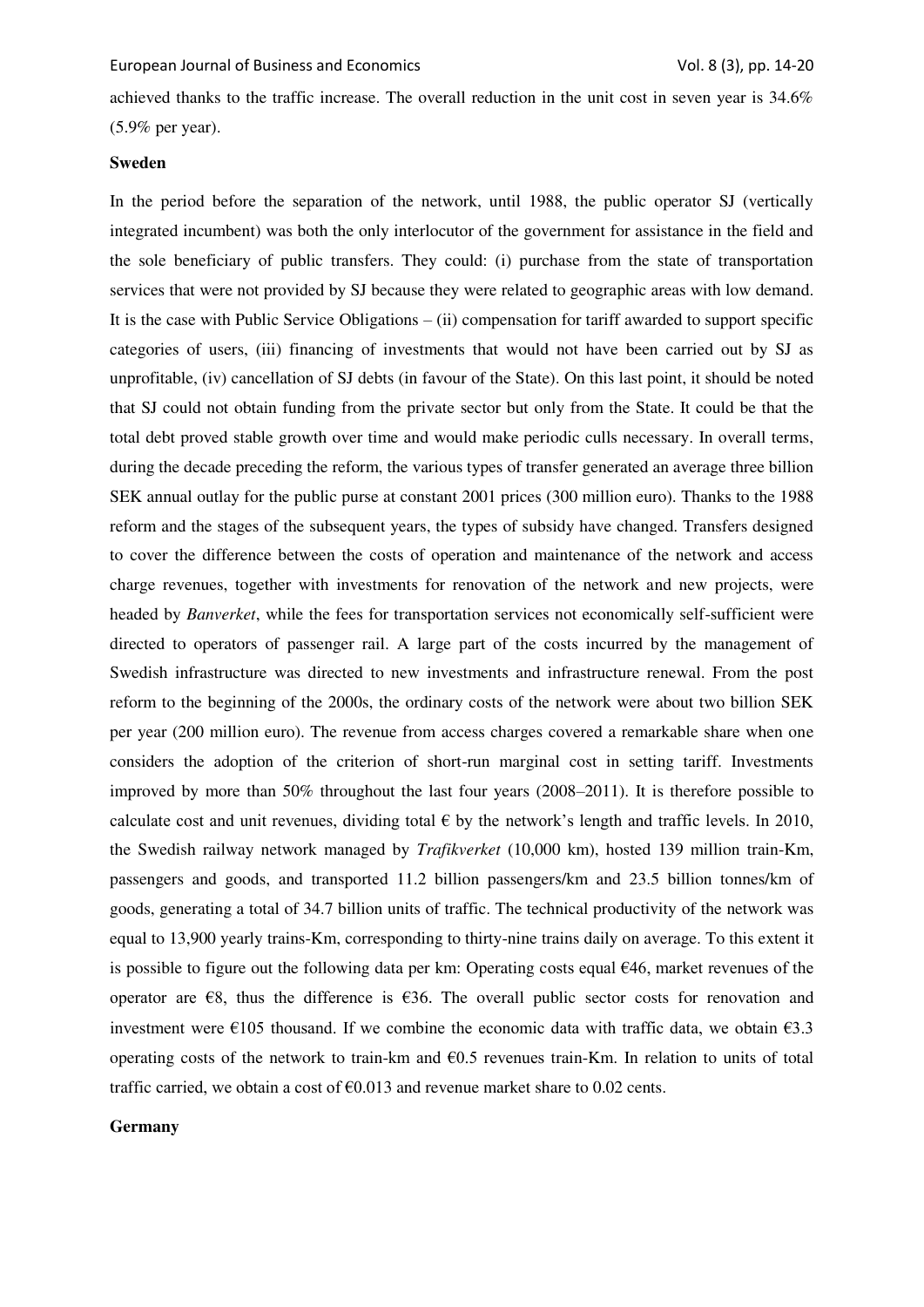achieved thanks to the traffic increase. The overall reduction in the unit cost in seven year is 34.6% (5.9% per year).

**Sweden**

In the period before the separation of the network, until 1988, the public operator SJ (vertically integrated incumbent) was both the only interlocutor of the government for assistance in the field and the sole beneficiary of public transfers. They could: (i) purchase from the state of transportation services that were not provided by SJ because they were related to geographic areas with low demand. It is the case with Public Service Obligations – (ii) compensation for tariff awarded to support specific categories of users, (iii) financing of investments that would not have been carried out by SJ as unprofitable, (iv) cancellation of SJ debts (in favour of the State). On this last point, it should be noted that SJ could not obtain funding from the private sector but only from the State. It could be that the total debt proved stable growth over time and would make periodic culls necessary. In overall terms, during the decade preceding the reform, the various types of transfer generated an average three billion SEK annual outlay for the public purse at constant 2001 prices (300 million euro). Thanks to the 1988 reform and the stages of the subsequent years, the types of subsidy have changed. Transfers designed to cover the difference between the costs of operation and maintenance of the network and access charge revenues, together with investments for renovation of the network and new projects, were headed by *Banverket*, while the fees for transportation services not economically self-sufficient were directed to operators of passenger rail. A large part of the costs incurred by the management of Swedish infrastructure was directed to new investments and infrastructure renewal. From the post reform to the beginning of the 2000s, the ordinary costs of the network were about two billion SEK per year (200 million euro). The revenue from access charges covered a remarkable share when one considers the adoption of the criterion of short-run marginal cost in setting tariff. Investments improved by more than 50% throughout the last four years (2008–2011). It is therefore possible to calculate cost and unit revenues, dividing total € by the network's length and traffic levels. In 2010, the Swedish railway network managed by *Trafikverket* (10,000 km), hosted 139 million train-Km, passengers and goods, and transported 11.2 billion passengers/km and 23.5 billion tonnes/km of goods, generating a total of 34.7 billion units of traffic. The technical productivity of the network was equal to 13,900 yearly trains-Km, corresponding to thirty-nine trains daily on average. To this extent it is possible to figure out the following data per km: Operating costs equal €46, market revenues of the operator are €8, thus the difference is €36. The overall public sector costs for renovation and investment were €105 thousand. If we combine the economic data with traffic data, we obtain €3.3 operating costs of the network to train-km and €0.5 revenues train-Km. In relation to units of total traffic carried, we obtain a cost of €0.013 and revenue market share to 0.02 cents.

**Germany**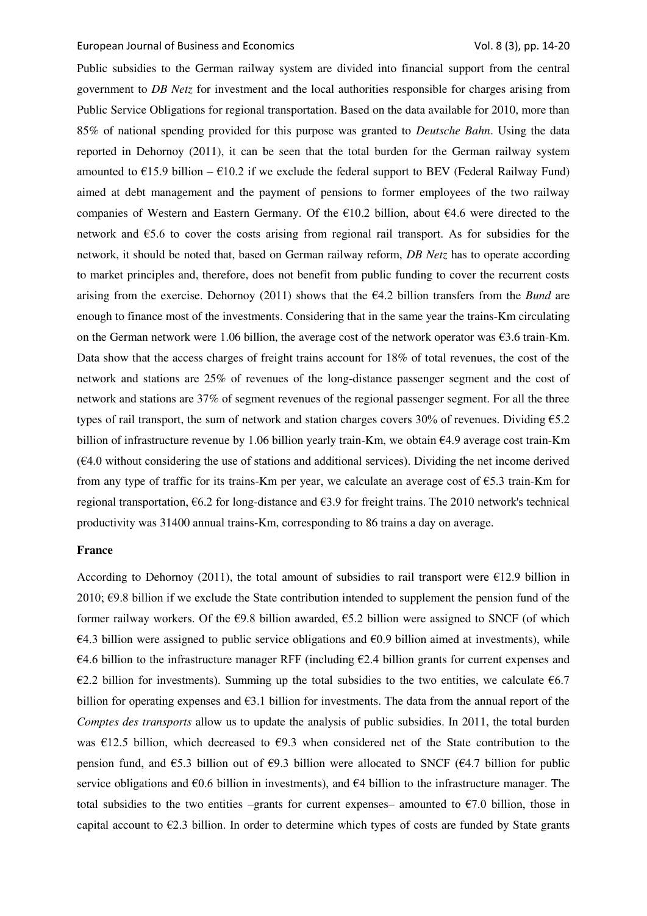Public subsidies to the German railway system are divided into financial support from the central government to *DB Netz* for investment and the local authorities responsible for charges arising from Public Service Obligations for regional transportation. Based on the data available for 2010, more than 85% of national spending provided for this purpose was granted to *Deutsche Bahn*. Using the data reported in Dehornoy (2011), it can be seen that the total burden for the German railway system amounted to €15.9 billion – €10.2 if we exclude the federal support to BEV (Federal Railway Fund) aimed at debt management and the payment of pensions to former employees of the two railway companies of Western and Eastern Germany. Of the €10.2 billion, about €4.6 were directed to the network and €5.6 to cover the costs arising from regional rail transport. As for subsidies for the network, it should be noted that, based on German railway reform, *DB Netz* has to operate according to market principles and, therefore, does not benefit from public funding to cover the recurrent costs arising from the exercise. Dehornoy (2011) shows that the €4.2 billion transfers from the *Bund* are enough to finance most of the investments. Considering that in the same year the trains-Km circulating on the German network were 1.06 billion, the average cost of the network operator was €3.6 train-Km. Data show that the access charges of freight trains account for 18% of total revenues, the cost of the network and stations are 25% of revenues of the long-distance passenger segment and the cost of network and stations are 37% of segment revenues of the regional passenger segment. For all the three types of rail transport, the sum of network and station charges covers 30% of revenues. Dividing €5.2 billion of infrastructure revenue by 1.06 billion yearly train-Km, we obtain €4.9 average cost train-Km (€4.0 without considering the use of stations and additional services). Dividing the net income derived from any type of traffic for its trains-Km per year, we calculate an average cost of €5.3 train-Km for regional transportation, €6.2 for long-distance and €3.9 for freight trains. The 2010 network's technical productivity was 31400 annual trains-Km, corresponding to 86 trains a day on average.

**France**

According to Dehornoy (2011), the total amount of subsidies to rail transport were €12.9 billion in 2010; €9.8 billion if we exclude the State contribution intended to supplement the pension fund of the former railway workers. Of the €9.8 billion awarded, €5.2 billion were assigned to SNCF (of which €4.3 billion were assigned to public service obligations and €0.9 billion aimed at investments), while €4.6 billion to the infrastructure manager RFF (including €2.4 billion grants for current expenses and €2.2 billion for investments). Summing up the total subsidies to the two entities, we calculate €6.7 billion for operating expenses and €3.1 billion for investments. The data from the annual report of the *Comptes des transports* allow us to update the analysis of public subsidies. In 2011, the total burden was €12.5 billion, which decreased to €9.3 when considered net of the State contribution to the pension fund, and €5.3 billion out of €9.3 billion were allocated to SNCF (€4.7 billion for public service obligations and €0.6 billion in investments), and €4 billion to the infrastructure manager. The total subsidies to the two entities –grants for current expenses– amounted to €7.0 billion, those in capital account to €2.3 billion. In order to determine which types of costs are funded by State grants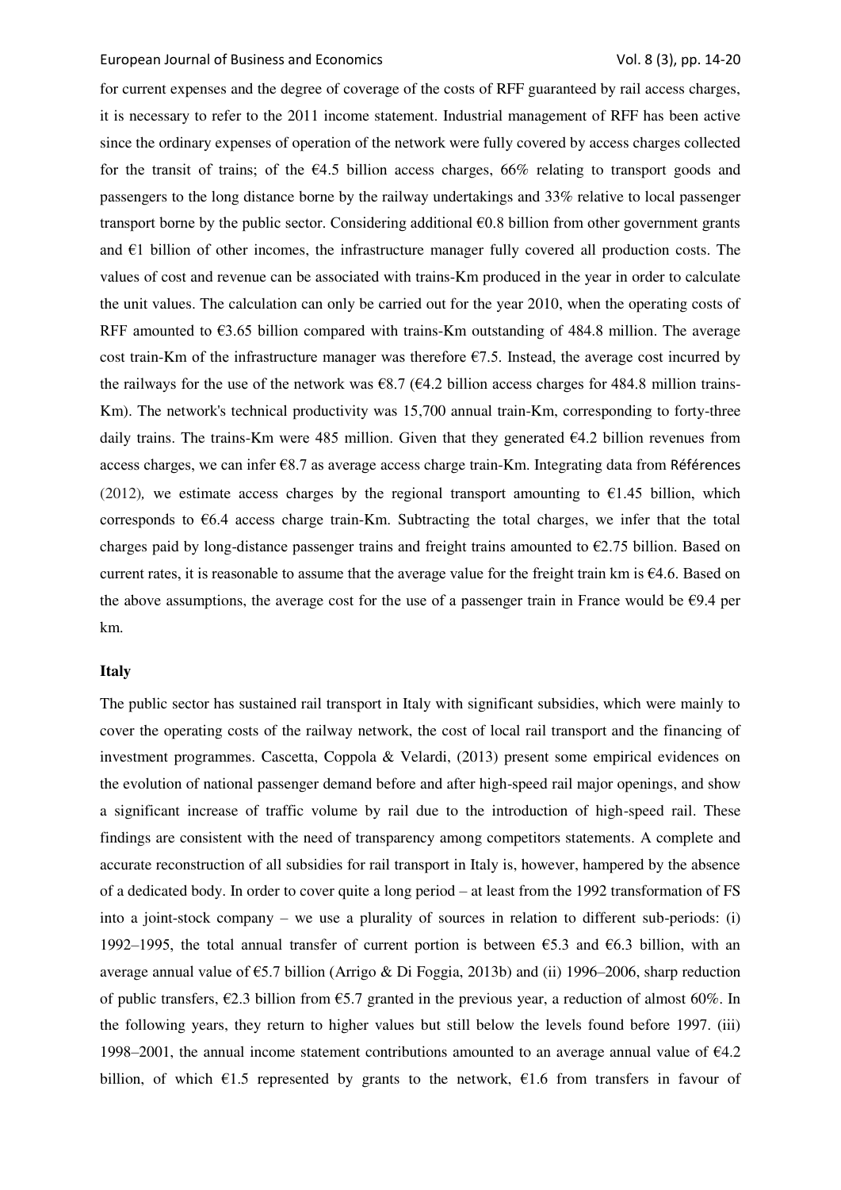for current expenses and the degree of coverage of the costs of RFF guaranteed by rail access charges, it is necessary to refer to the 2011 income statement. Industrial management of RFF has been active since the ordinary expenses of operation of the network were fully covered by access charges collected for the transit of trains; of the €4.5 billion access charges, 66% relating to transport goods and passengers to the long distance borne by the railway undertakings and 33% relative to local passenger transport borne by the public sector. Considering additional €0.8 billion from other government grants and €1 billion of other incomes, the infrastructure manager fully covered all production costs. The values of cost and revenue can be associated with trains-Km produced in the year in order to calculate the unit values. The calculation can only be carried out for the year 2010, when the operating costs of RFF amounted to €3.65 billion compared with trains-Km outstanding of 484.8 million. The average cost train-Km of the infrastructure manager was therefore €7.5. Instead, the average cost incurred by the railways for the use of the network was €8.7 (€4.2 billion access charges for 484.8 million trains-Km). The network's technical productivity was 15,700 annual train-Km, corresponding to forty-three daily trains. The trains-Km were 485 million. Given that they generated €4.2 billion revenues from access charges, we can infer €8.7 as average access charge train-Km. Integrating data from Références (2012), we estimate access charges by the regional transport amounting to €1.45 billion, which corresponds to €6.4 access charge train-Km. Subtracting the total charges, we infer that the total charges paid by long-distance passenger trains and freight trains amounted to €2.75 billion. Based on current rates, it is reasonable to assume that the average value for the freight train km is €4.6. Based on the above assumptions, the average cost for the use of a passenger train in France would be €9.4 per km.

**Italy**

The public sector has sustained rail transport in Italy with significant subsidies, which were mainly to cover the operating costs of the railway network, the cost of local rail transport and the financing of investment programmes. Cascetta, Coppola & Velardi, (2013) present some empirical evidences on the evolution of national passenger demand before and after high-speed rail major openings, and show a significant increase of traffic volume by rail due to the introduction of high-speed rail. These findings are consistent with the need of transparency among competitors statements. A complete and accurate reconstruction of all subsidies for rail transport in Italy is, however, hampered by the absence of a dedicated body. In order to cover quite a long period – at least from the 1992 transformation of FS into a joint-stock company – we use a plurality of sources in relation to different sub-periods: (i) 1992–1995, the total annual transfer of current portion is between €5.3 and €6.3 billion, with an average annual value of €5.7 billion (Arrigo & Di Foggia, 2013b) and (ii) 1996–2006, sharp reduction of public transfers, €2.3 billion from €5.7 granted in the previous year, a reduction of almost 60%. In the following years, they return to higher values but still below the levels found before 1997. (iii) 1998–2001, the annual income statement contributions amounted to an average annual value of €4.2 billion, of which €1.5 represented by grants to the network, €1.6 from transfers in favour of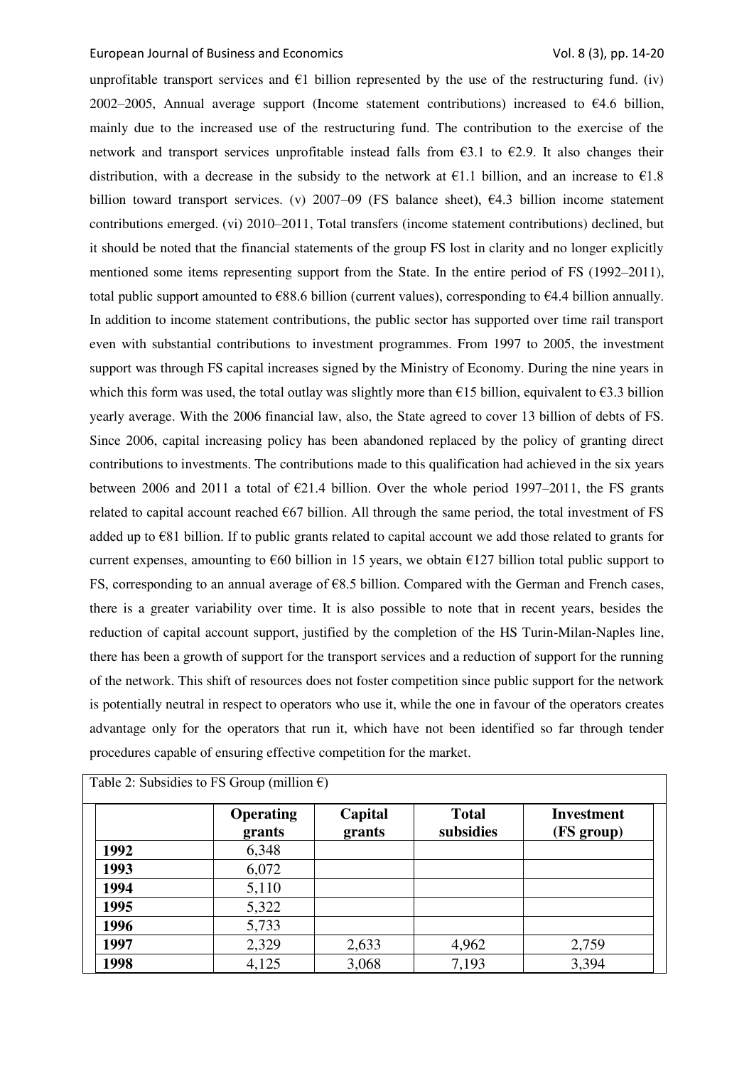unprofitable transport services and €1 billion represented by the use of the restructuring fund. (iv) 2002–2005, Annual average support (Income statement contributions) increased to €4.6 billion, mainly due to the increased use of the restructuring fund. The contribution to the exercise of the network and transport services unprofitable instead falls from €3.1 to €2.9. It also changes their distribution, with a decrease in the subsidy to the network at €1.1 billion, and an increase to €1.8 billion toward transport services. (v) 2007–09 (FS balance sheet), €4.3 billion income statement contributions emerged. (vi) 2010–2011, Total transfers (income statement contributions) declined, but it should be noted that the financial statements of the group FS lost in clarity and no longer explicitly mentioned some items representing support from the State. In the entire period of FS (1992–2011), total public support amounted to €88.6 billion (current values), corresponding to €4.4 billion annually. In addition to income statement contributions, the public sector has supported over time rail transport even with substantial contributions to investment programmes. From 1997 to 2005, the investment support was through FS capital increases signed by the Ministry of Economy. During the nine years in which this form was used, the total outlay was slightly more than €15 billion, equivalent to €3.3 billion yearly average. With the 2006 financial law, also, the State agreed to cover 13 billion of debts of FS. Since 2006, capital increasing policy has been abandoned replaced by the policy of granting direct contributions to investments. The contributions made to this qualification had achieved in the six years between 2006 and 2011 a total of €21.4 billion. Over the whole period 1997–2011, the FS grants related to capital account reached €67 billion. All through the same period, the total investment of FS added up to €81 billion. If to public grants related to capital account we add those related to grants for current expenses, amounting to €60 billion in 15 years, we obtain €127 billion total public support to FS, corresponding to an annual average of €8.5 billion. Compared with the German and French cases, there is a greater variability over time. It is also possible to note that in recent years, besides the reduction of capital account support, justified by the completion of the HS Turin-Milan-Naples line, there has been a growth of support for the transport services and a reduction of support for the running of the network. This shift of resources does not foster competition since public support for the network is potentially neutral in respect to operators who use it, while the one in favour of the operators creates advantage only for the operators that run it, which have not been identified so far through tender procedures capable of ensuring effective competition for the market.

Table 2: Subsidies to FS Group (million €)

| | Operating grants | Capital grants | Total subsidies | Investment (FS group) |
|---|---|---|---|---|
| **1992** | 6,348 | | | |
| **1993** | 6,072 | | | |
| **1994** | 5,110 | | | |
| **1995** | 5,322 | | | |
| **1996** | 5,733 | | | |
| **1997** | 2,329 | 2,633 | 4,962 | 2,759 |
| **1998** | 4,125 | 3,068 | 7,193 | 3,394 |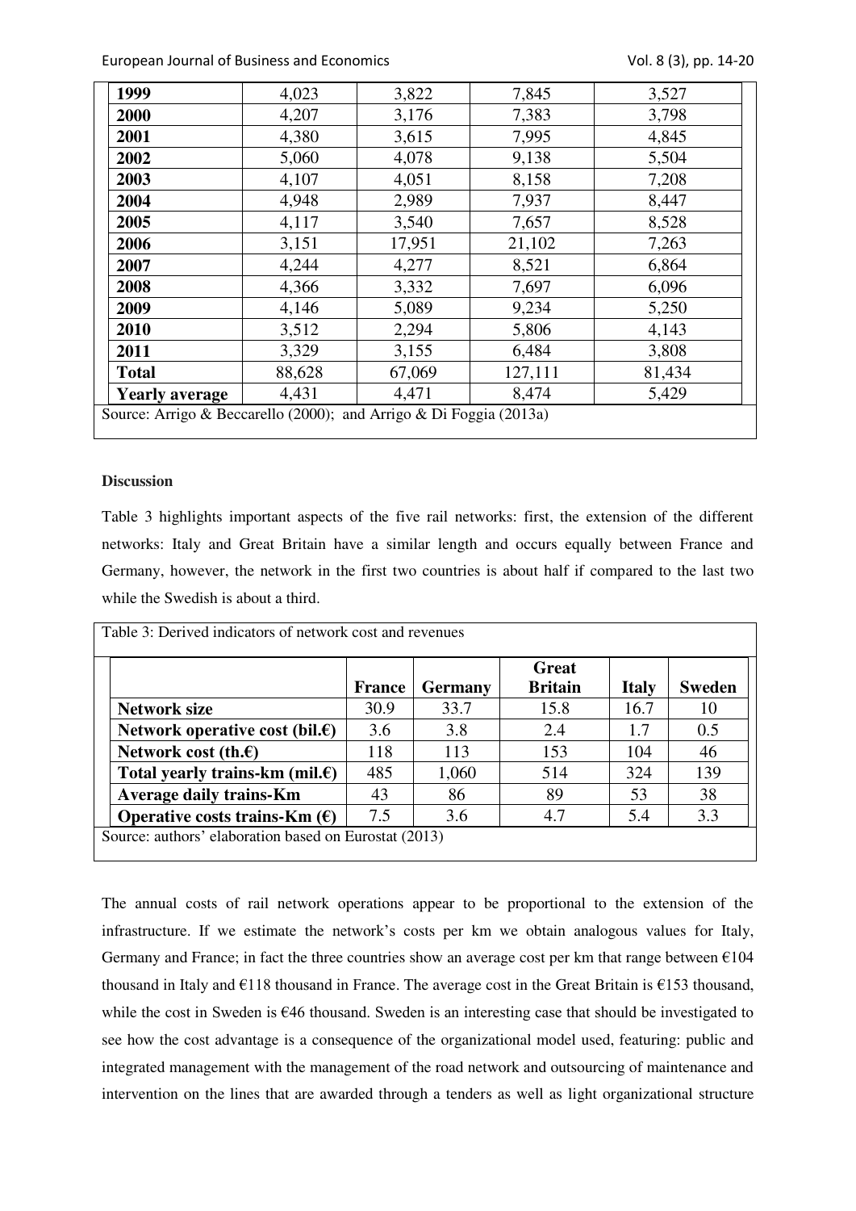| | | | | |
|---|---|---|---|---|
| **1999** | 4,023 | 3,822 | 7,845 | 3,527 |
| **2000** | 4,207 | 3,176 | 7,383 | 3,798 |
| **2001** | 4,380 | 3,615 | 7,995 | 4,845 |
| **2002** | 5,060 | 4,078 | 9,138 | 5,504 |
| **2003** | 4,107 | 4,051 | 8,158 | 7,208 |
| **2004** | 4,948 | 2,989 | 7,937 | 8,447 |
| **2005** | 4,117 | 3,540 | 7,657 | 8,528 |
| **2006** | 3,151 | 17,951 | 21,102 | 7,263 |
| **2007** | 4,244 | 4,277 | 8,521 | 6,864 |
| **2008** | 4,366 | 3,332 | 7,697 | 6,096 |
| **2009** | 4,146 | 5,089 | 9,234 | 5,250 |
| **2010** | 3,512 | 2,294 | 5,806 | 4,143 |
| **2011** | 3,329 | 3,155 | 6,484 | 3,808 |
| **Total** | 88,628 | 67,069 | 127,111 | 81,434 |
| **Yearly average** | 4,431 | 4,471 | 8,474 | 5,429 |

Source: Arrigo & Beccarello (2000); and Arrigo & Di Foggia (2013a)

**Discussion**

Table 3 highlights important aspects of the five rail networks: first, the extension of the different networks: Italy and Great Britain have a similar length and occurs equally between France and Germany, however, the network in the first two countries is about half if compared to the last two while the Swedish is about a third.

Table 3: Derived indicators of network cost and revenues

| | France | Germany | Great Britain | Italy | Sweden |
|---|---|---|---|---|---|
| **Network size** | 30.9 | 33.7 | 15.8 | 16.7 | 10 |
| **Network operative cost (bil.€)** | 3.6 | 3.8 | 2.4 | 1.7 | 0.5 |
| **Network cost (th.€)** | 118 | 113 | 153 | 104 | 46 |
| **Total yearly trains-km (mil.€)** | 485 | 1,060 | 514 | 324 | 139 |
| **Average daily trains-Km** | 43 | 86 | 89 | 53 | 38 |
| **Operative costs trains-Km (€)** | 7.5 | 3.6 | 4.7 | 5.4 | 3.3 |

Source: authors' elaboration based on Eurostat (2013)

The annual costs of rail network operations appear to be proportional to the extension of the infrastructure. If we estimate the network's costs per km we obtain analogous values for Italy, Germany and France; in fact the three countries show an average cost per km that range between €104 thousand in Italy and €118 thousand in France. The average cost in the Great Britain is €153 thousand, while the cost in Sweden is €46 thousand. Sweden is an interesting case that should be investigated to see how the cost advantage is a consequence of the organizational model used, featuring: public and integrated management with the management of the road network and outsourcing of maintenance and intervention on the lines that are awarded through a tenders as well as light organizational structure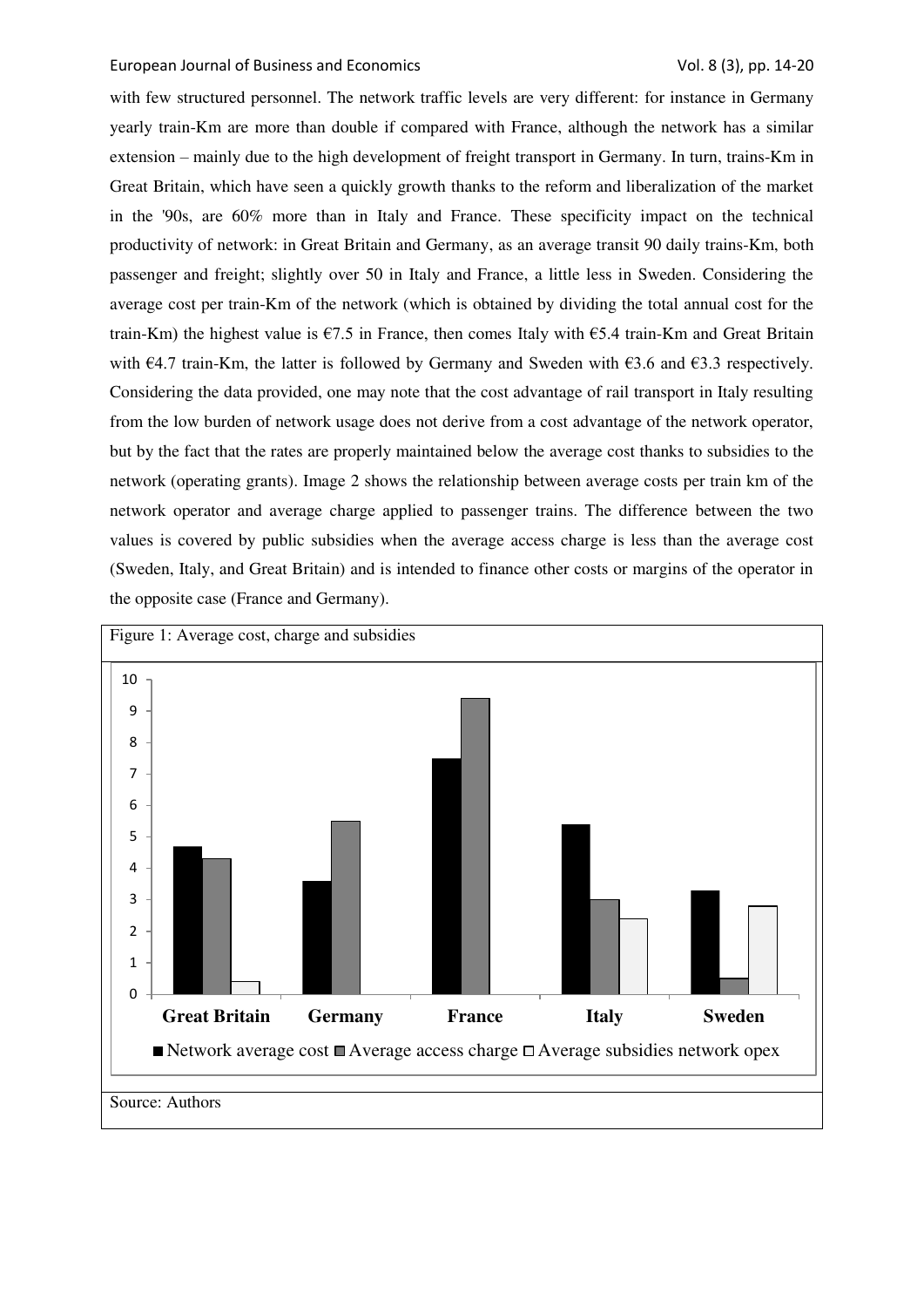with few structured personnel. The network traffic levels are very different: for instance in Germany yearly train-Km are more than double if compared with France, although the network has a similar extension – mainly due to the high development of freight transport in Germany. In turn, trains-Km in Great Britain, which have seen a quickly growth thanks to the reform and liberalization of the market in the '90s, are 60% more than in Italy and France. These specificity impact on the technical productivity of network: in Great Britain and Germany, as an average transit 90 daily trains-Km, both passenger and freight; slightly over 50 in Italy and France, a little less in Sweden. Considering the average cost per train-Km of the network (which is obtained by dividing the total annual cost for the train-Km) the highest value is €7.5 in France, then comes Italy with €5.4 train-Km and Great Britain with €4.7 train-Km, the latter is followed by Germany and Sweden with €3.6 and €3.3 respectively. Considering the data provided, one may note that the cost advantage of rail transport in Italy resulting from the low burden of network usage does not derive from a cost advantage of the network operator, but by the fact that the rates are properly maintained below the average cost thanks to subsidies to the network (operating grants). Image 2 shows the relationship between average costs per train km of the network operator and average charge applied to passenger trains. The difference between the two values is covered by public subsidies when the average access charge is less than the average cost (Sweden, Italy, and Great Britain) and is intended to finance other costs or margins of the operator in the opposite case (France and Germany).

Figure 1: Average cost, charge and subsidies

Source: Authors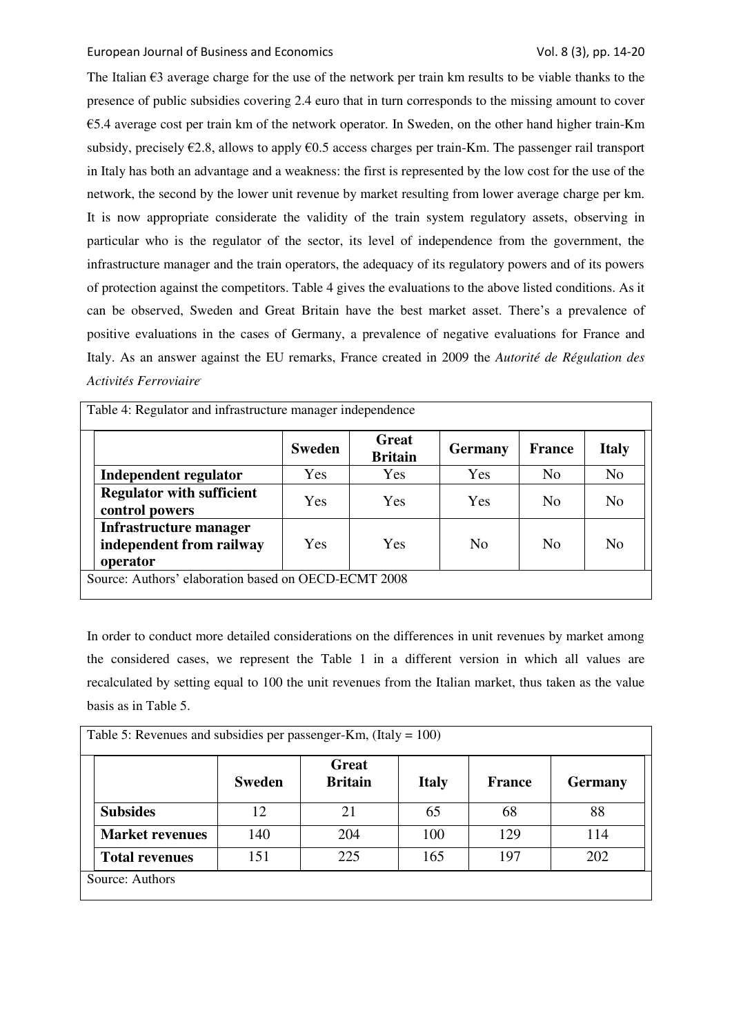The Italian €3 average charge for the use of the network per train km results to be viable thanks to the presence of public subsidies covering 2.4 euro that in turn corresponds to the missing amount to cover €5.4 average cost per train km of the network operator. In Sweden, on the other hand higher train-Km subsidy, precisely €2.8, allows to apply €0.5 access charges per train-Km. The passenger rail transport in Italy has both an advantage and a weakness: the first is represented by the low cost for the use of the network, the second by the lower unit revenue by market resulting from lower average charge per km. It is now appropriate considerate the validity of the train system regulatory assets, observing in particular who is the regulator of the sector, its level of independence from the government, the infrastructure manager and the train operators, the adequacy of its regulatory powers and of its powers of protection against the competitors. Table 4 gives the evaluations to the above listed conditions. As it can be observed, Sweden and Great Britain have the best market asset. There's a prevalence of positive evaluations in the cases of Germany, a prevalence of negative evaluations for France and Italy. As an answer against the EU remarks, France created in 2009 the *Autorité de Régulation des Activités Ferroviaire*.

Table 4: Regulator and infrastructure manager independence

| | Sweden | Great Britain | Germany | France | Italy |
|---|---|---|---|---|---|
| **Independent regulator** | Yes | Yes | Yes | No | No |
| **Regulator with sufficient control powers** | Yes | Yes | Yes | No | No |
| **Infrastructure manager independent from railway operator** | Yes | Yes | No | No | No |

Source: Authors' elaboration based on OECD-ECMT 2008

In order to conduct more detailed considerations on the differences in unit revenues by market among the considered cases, we represent the Table 1 in a different version in which all values are recalculated by setting equal to 100 the unit revenues from the Italian market, thus taken as the value basis as in Table 5.

Table 5: Revenues and subsidies per passenger-Km, (Italy = 100)

| | Sweden | Great Britain | Italy | France | Germany |
|---|---|---|---|---|---|
| **Subsides** | 12 | 21 | 65 | 68 | 88 |
| **Market revenues** | 140 | 204 | 100 | 129 | 114 |
| **Total revenues** | 151 | 225 | 165 | 197 | 202 |

Source: Authors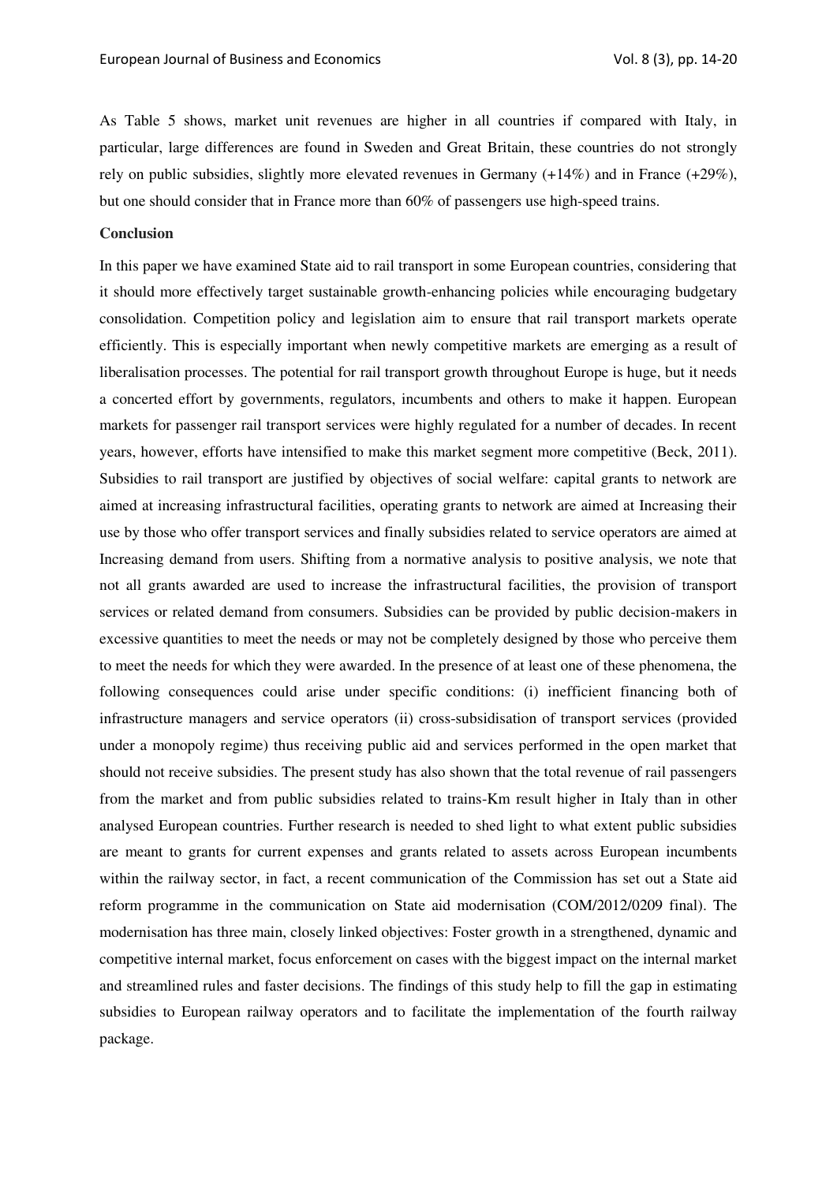As Table 5 shows, market unit revenues are higher in all countries if compared with Italy, in particular, large differences are found in Sweden and Great Britain, these countries do not strongly rely on public subsidies, slightly more elevated revenues in Germany (+14%) and in France (+29%), but one should consider that in France more than 60% of passengers use high-speed trains.

**Conclusion**

In this paper we have examined State aid to rail transport in some European countries, considering that it should more effectively target sustainable growth-enhancing policies while encouraging budgetary consolidation. Competition policy and legislation aim to ensure that rail transport markets operate efficiently. This is especially important when newly competitive markets are emerging as a result of liberalisation processes. The potential for rail transport growth throughout Europe is huge, but it needs a concerted effort by governments, regulators, incumbents and others to make it happen. European markets for passenger rail transport services were highly regulated for a number of decades. In recent years, however, efforts have intensified to make this market segment more competitive (Beck, 2011). Subsidies to rail transport are justified by objectives of social welfare: capital grants to network are aimed at increasing infrastructural facilities, operating grants to network are aimed at Increasing their use by those who offer transport services and finally subsidies related to service operators are aimed at Increasing demand from users. Shifting from a normative analysis to positive analysis, we note that not all grants awarded are used to increase the infrastructural facilities, the provision of transport services or related demand from consumers. Subsidies can be provided by public decision-makers in excessive quantities to meet the needs or may not be completely designed by those who perceive them to meet the needs for which they were awarded. In the presence of at least one of these phenomena, the following consequences could arise under specific conditions: (i) inefficient financing both of infrastructure managers and service operators (ii) cross-subsidisation of transport services (provided under a monopoly regime) thus receiving public aid and services performed in the open market that should not receive subsidies. The present study has also shown that the total revenue of rail passengers from the market and from public subsidies related to trains-Km result higher in Italy than in other analysed European countries. Further research is needed to shed light to what extent public subsidies are meant to grants for current expenses and grants related to assets across European incumbents within the railway sector, in fact, a recent communication of the Commission has set out a State aid reform programme in the communication on State aid modernisation (COM/2012/0209 final). The modernisation has three main, closely linked objectives: Foster growth in a strengthened, dynamic and competitive internal market, focus enforcement on cases with the biggest impact on the internal market and streamlined rules and faster decisions. The findings of this study help to fill the gap in estimating subsidies to European railway operators and to facilitate the implementation of the fourth railway package.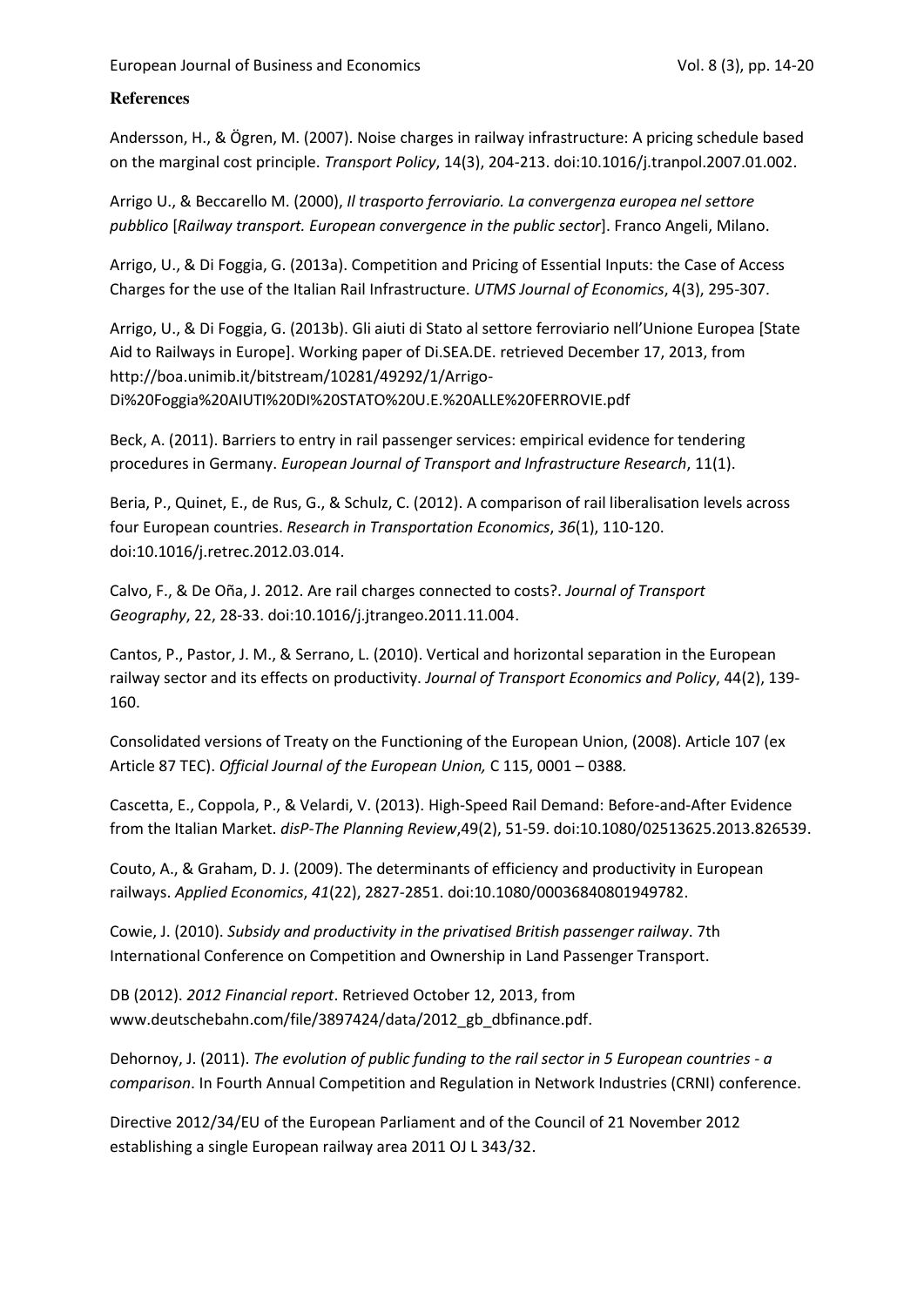**References**

Andersson, H., & Ögren, M. (2007). Noise charges in railway infrastructure: A pricing schedule based on the marginal cost principle. *Transport Policy*, 14(3), 204-213. doi:10.1016/j.tranpol.2007.01.002.

Arrigo U., & Beccarello M. (2000), *Il trasporto ferroviario. La convergenza europea nel settore pubblico* [*Railway transport. European convergence in the public sector*]. Franco Angeli, Milano.

Arrigo, U., & Di Foggia, G. (2013a). Competition and Pricing of Essential Inputs: the Case of Access Charges for the use of the Italian Rail Infrastructure. *UTMS Journal of Economics*, 4(3), 295-307.

Arrigo, U., & Di Foggia, G. (2013b). Gli aiuti di Stato al settore ferroviario nell'Unione Europea [State Aid to Railways in Europe]. Working paper of Di.SEA.DE. retrieved December 17, 2013, from http://boa.unimib.it/bitstream/10281/49292/1/Arrigo-Di%20Foggia%20AIUTI%20DI%20STATO%20U.E.%20ALLE%20FERROVIE.pdf

Beck, A. (2011). Barriers to entry in rail passenger services: empirical evidence for tendering procedures in Germany. *European Journal of Transport and Infrastructure Research*, 11(1).

Beria, P., Quinet, E., de Rus, G., & Schulz, C. (2012). A comparison of rail liberalisation levels across four European countries. *Research in Transportation Economics*, *36*(1), 110-120. doi:10.1016/j.retrec.2012.03.014.

Calvo, F., & De Oña, J. 2012. Are rail charges connected to costs?. *Journal of Transport Geography*, 22, 28-33. doi:10.1016/j.jtrangeo.2011.11.004.

Cantos, P., Pastor, J. M., & Serrano, L. (2010). Vertical and horizontal separation in the European railway sector and its effects on productivity. *Journal of Transport Economics and Policy*, 44(2), 139-160.

Consolidated versions of Treaty on the Functioning of the European Union, (2008). Article 107 (ex Article 87 TEC). *Official Journal of the European Union,* C 115, 0001 – 0388.

Cascetta, E., Coppola, P., & Velardi, V. (2013). High-Speed Rail Demand: Before-and-After Evidence from the Italian Market. *disP-The Planning Review*,49(2), 51-59. doi:10.1080/02513625.2013.826539.

Couto, A., & Graham, D. J. (2009). The determinants of efficiency and productivity in European railways. *Applied Economics*, *41*(22), 2827-2851. doi:10.1080/00036840801949782.

Cowie, J. (2010). *Subsidy and productivity in the privatised British passenger railway*. 7th International Conference on Competition and Ownership in Land Passenger Transport.

DB (2012). *2012 Financial report*. Retrieved October 12, 2013, from www.deutschebahn.com/file/3897424/data/2012_gb_dbfinance.pdf.

Dehornoy, J. (2011). *The evolution of public funding to the rail sector in 5 European countries - a comparison*. In Fourth Annual Competition and Regulation in Network Industries (CRNI) conference.

Directive 2012/34/EU of the European Parliament and of the Council of 21 November 2012 establishing a single European railway area 2011 OJ L 343/32.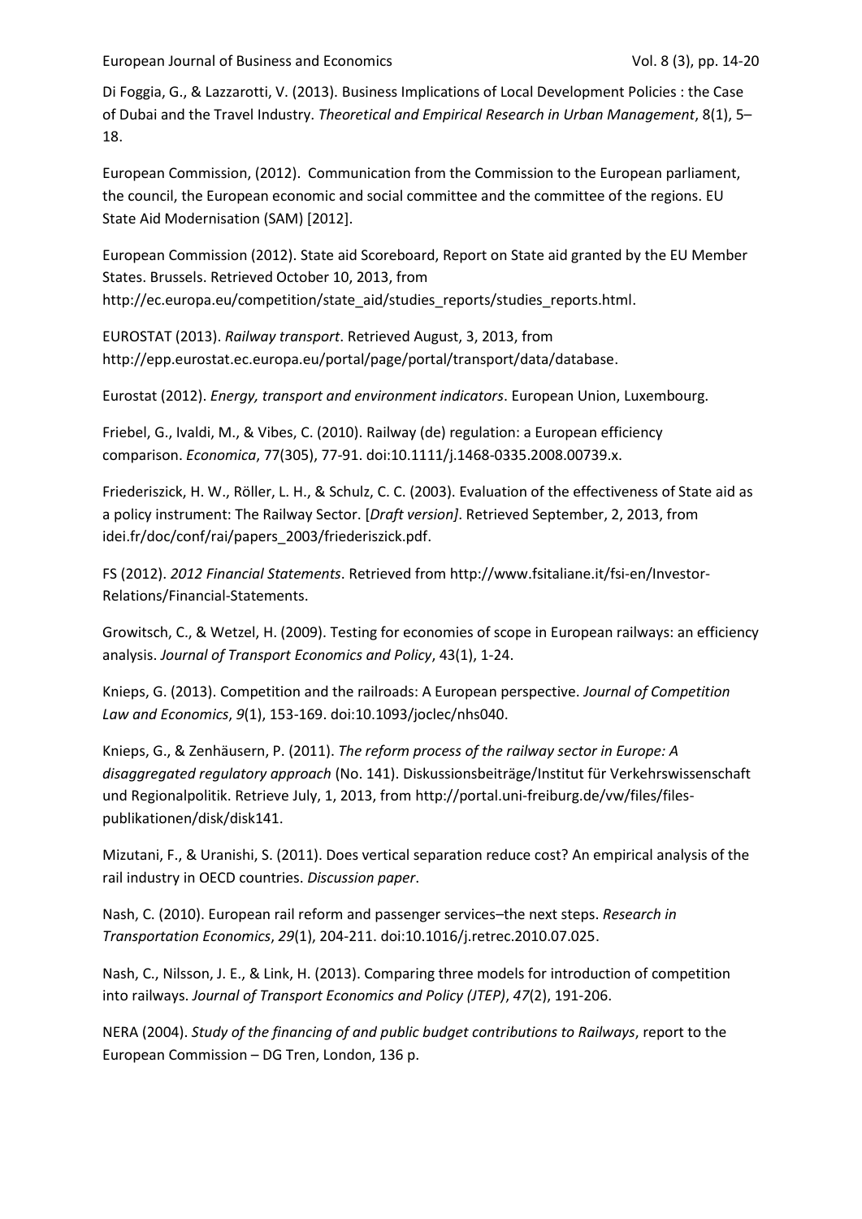Di Foggia, G., & Lazzarotti, V. (2013). Business Implications of Local Development Policies : the Case of Dubai and the Travel Industry. *Theoretical and Empirical Research in Urban Management*, 8(1), 5–18.

European Commission, (2012). Communication from the Commission to the European parliament, the council, the European economic and social committee and the committee of the regions. EU State Aid Modernisation (SAM) [2012].

European Commission (2012). State aid Scoreboard, Report on State aid granted by the EU Member States. Brussels. Retrieved October 10, 2013, from http://ec.europa.eu/competition/state_aid/studies_reports/studies_reports.html.

EUROSTAT (2013). *Railway transport*. Retrieved August, 3, 2013, from http://epp.eurostat.ec.europa.eu/portal/page/portal/transport/data/database.

Eurostat (2012). *Energy, transport and environment indicators*. European Union, Luxembourg.

Friebel, G., Ivaldi, M., & Vibes, C. (2010). Railway (de) regulation: a European efficiency comparison. *Economica*, 77(305), 77-91. doi:10.1111/j.1468-0335.2008.00739.x.

Friederiszick, H. W., Röller, L. H., & Schulz, C. C. (2003). Evaluation of the effectiveness of State aid as a policy instrument: The Railway Sector. [*Draft version]*. Retrieved September, 2, 2013, from idei.fr/doc/conf/rai/papers_2003/friederiszick.pdf.

FS (2012). *2012 Financial Statements*. Retrieved from http://www.fsitaliane.it/fsi-en/Investor-Relations/Financial-Statements.

Growitsch, C., & Wetzel, H. (2009). Testing for economies of scope in European railways: an efficiency analysis. *Journal of Transport Economics and Policy*, 43(1), 1-24.

Knieps, G. (2013). Competition and the railroads: A European perspective. *Journal of Competition Law and Economics*, *9*(1), 153-169. doi:10.1093/joclec/nhs040.

Knieps, G., & Zenhäusern, P. (2011). *The reform process of the railway sector in Europe: A disaggregated regulatory approach* (No. 141). Diskussionsbeiträge/Institut für Verkehrswissenschaft und Regionalpolitik. Retrieve July, 1, 2013, from http://portal.uni-freiburg.de/vw/files/files-publikationen/disk/disk141.

Mizutani, F., & Uranishi, S. (2011). Does vertical separation reduce cost? An empirical analysis of the rail industry in OECD countries. *Discussion paper*.

Nash, C. (2010). European rail reform and passenger services–the next steps. *Research in Transportation Economics*, *29*(1), 204-211. doi:10.1016/j.retrec.2010.07.025.

Nash, C., Nilsson, J. E., & Link, H. (2013). Comparing three models for introduction of competition into railways. *Journal of Transport Economics and Policy (JTEP)*, *47*(2), 191-206.

NERA (2004). *Study of the financing of and public budget contributions to Railways*, report to the European Commission – DG Tren, London, 136 p.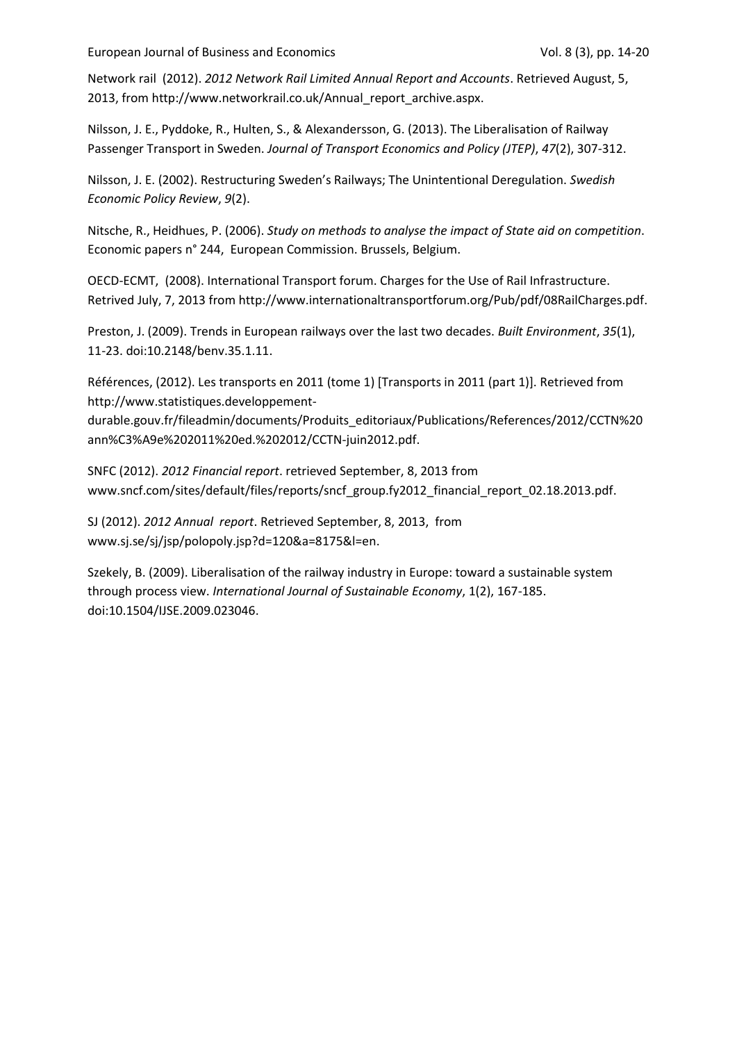Network rail (2012). *2012 Network Rail Limited Annual Report and Accounts*. Retrieved August, 5, 2013, from http://www.networkrail.co.uk/Annual_report_archive.aspx.

Nilsson, J. E., Pyddoke, R., Hulten, S., & Alexandersson, G. (2013). The Liberalisation of Railway Passenger Transport in Sweden. *Journal of Transport Economics and Policy (JTEP)*, *47*(2), 307-312.

Nilsson, J. E. (2002). Restructuring Sweden's Railways; The Unintentional Deregulation. *Swedish Economic Policy Review*, *9*(2).

Nitsche, R., Heidhues, P. (2006). *Study on methods to analyse the impact of State aid on competition*. Economic papers n° 244, European Commission. Brussels, Belgium.

OECD-ECMT, (2008). International Transport forum. Charges for the Use of Rail Infrastructure. Retrived July, 7, 2013 from http://www.internationaltransportforum.org/Pub/pdf/08RailCharges.pdf.

Preston, J. (2009). Trends in European railways over the last two decades. *Built Environment*, *35*(1), 11-23. doi:10.2148/benv.35.1.11.

Références, (2012). Les transports en 2011 (tome 1) [Transports in 2011 (part 1)]. Retrieved from http://www.statistiques.developpement-durable.gouv.fr/fileadmin/documents/Produits_editoriaux/Publications/References/2012/CCTN%20ann%C3%A9e%202011%20ed.%202012/CCTN-juin2012.pdf.

SNFC (2012). *2012 Financial report*. retrieved September, 8, 2013 from www.sncf.com/sites/default/files/reports/sncf_group.fy2012_financial_report_02.18.2013.pdf.

SJ (2012). *2012 Annual report*. Retrieved September, 8, 2013, from www.sj.se/sj/jsp/polopoly.jsp?d=120&a=8175&l=en.

Szekely, B. (2009). Liberalisation of the railway industry in Europe: toward a sustainable system through process view. *International Journal of Sustainable Economy*, 1(2), 167-185. doi:10.1504/IJSE.2009.023046.